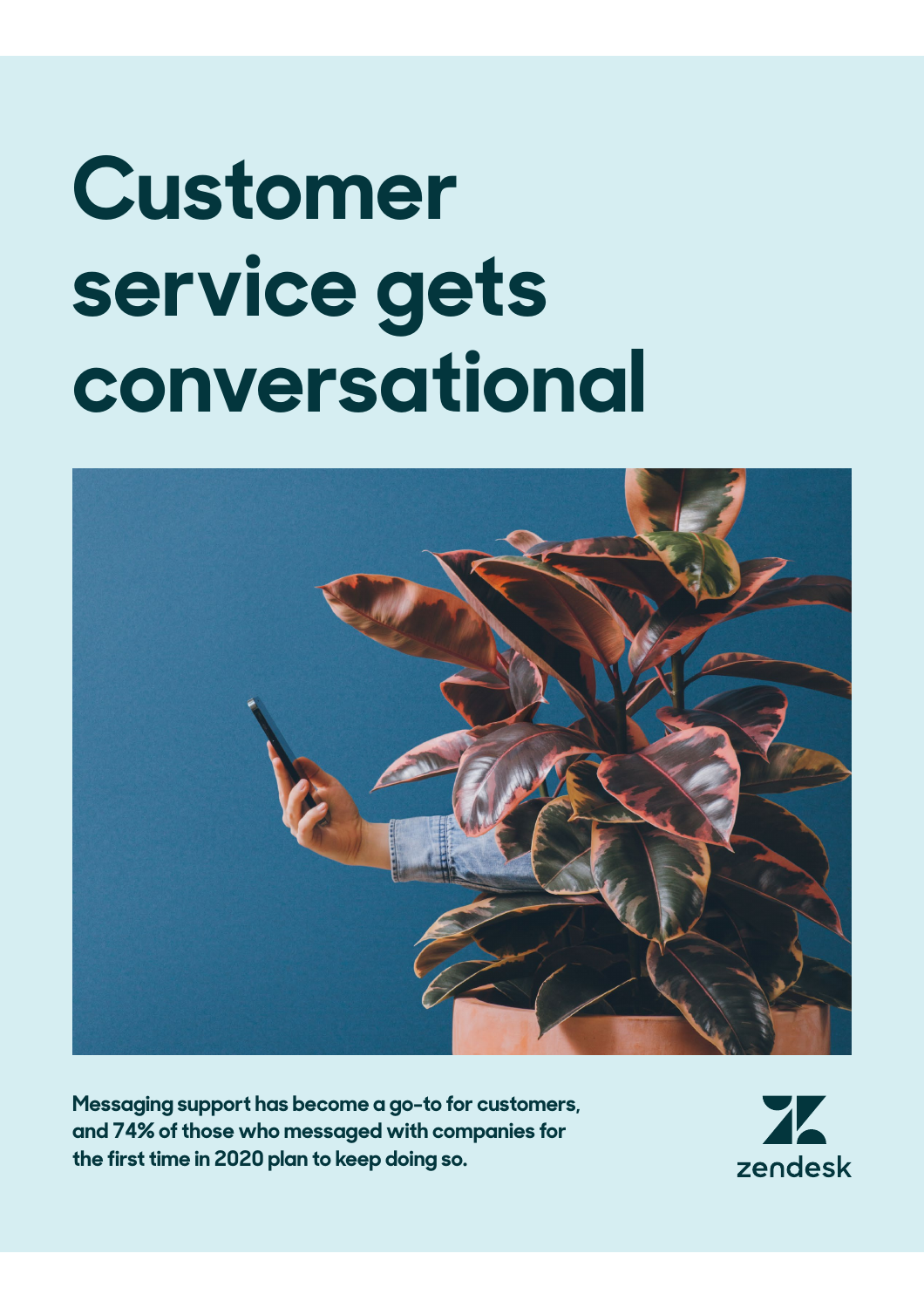# Customer service gets conversational

**Messaging support has become a go-to for customers, and 74% of those who messaged with companies for the first time in 2020 plan to keep doing so.**

zendesk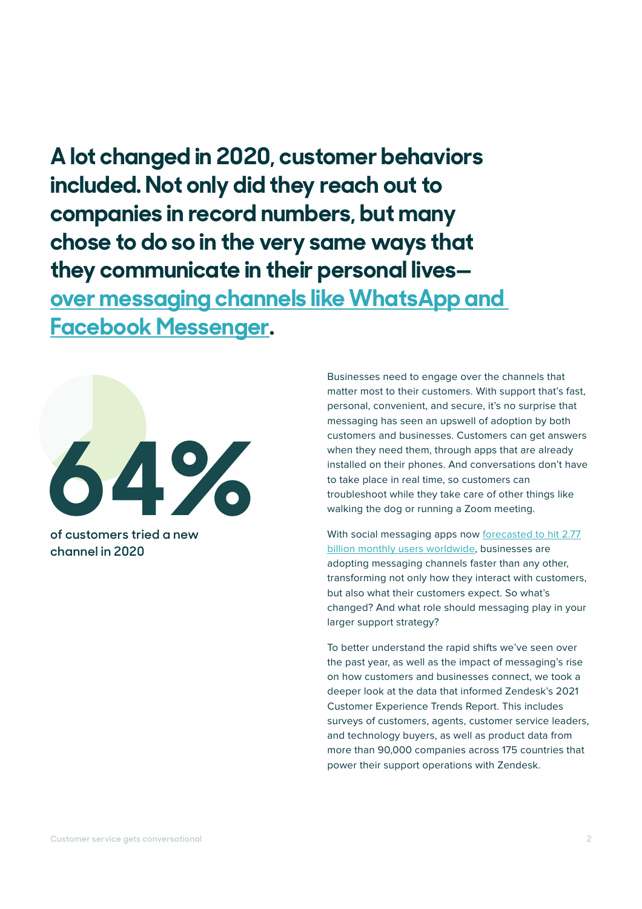**A lot changed in 2020, customer behaviors included. Not only did they reach out to companies in record numbers, but many chose to do so in the very same ways that they communicate in their personal lives—over messaging channels like WhatsApp and Facebook Messenger.**

**64%**

of customers tried a new channel in 2020

Businesses need to engage over the channels that matter most to their customers. With support that's fast, personal, convenient, and secure, it's no surprise that messaging has seen an upswell of adoption by both customers and businesses. Customers can get answers when they need them, through apps that are already installed on their phones. And conversations don't have to take place in real time, so customers can troubleshoot while they take care of other things like walking the dog or running a Zoom meeting.

With social messaging apps now forecasted to hit 2.77 billion monthly users worldwide, businesses are adopting messaging channels faster than any other, transforming not only how they interact with customers, but also what their customers expect. So what's changed? And what role should messaging play in your larger support strategy?

To better understand the rapid shifts we've seen over the past year, as well as the impact of messaging's rise on how customers and businesses connect, we took a deeper look at the data that informed Zendesk's 2021 Customer Experience Trends Report. This includes surveys of customers, agents, customer service leaders, and technology buyers, as well as product data from more than 90,000 companies across 175 countries that power their support operations with Zendesk.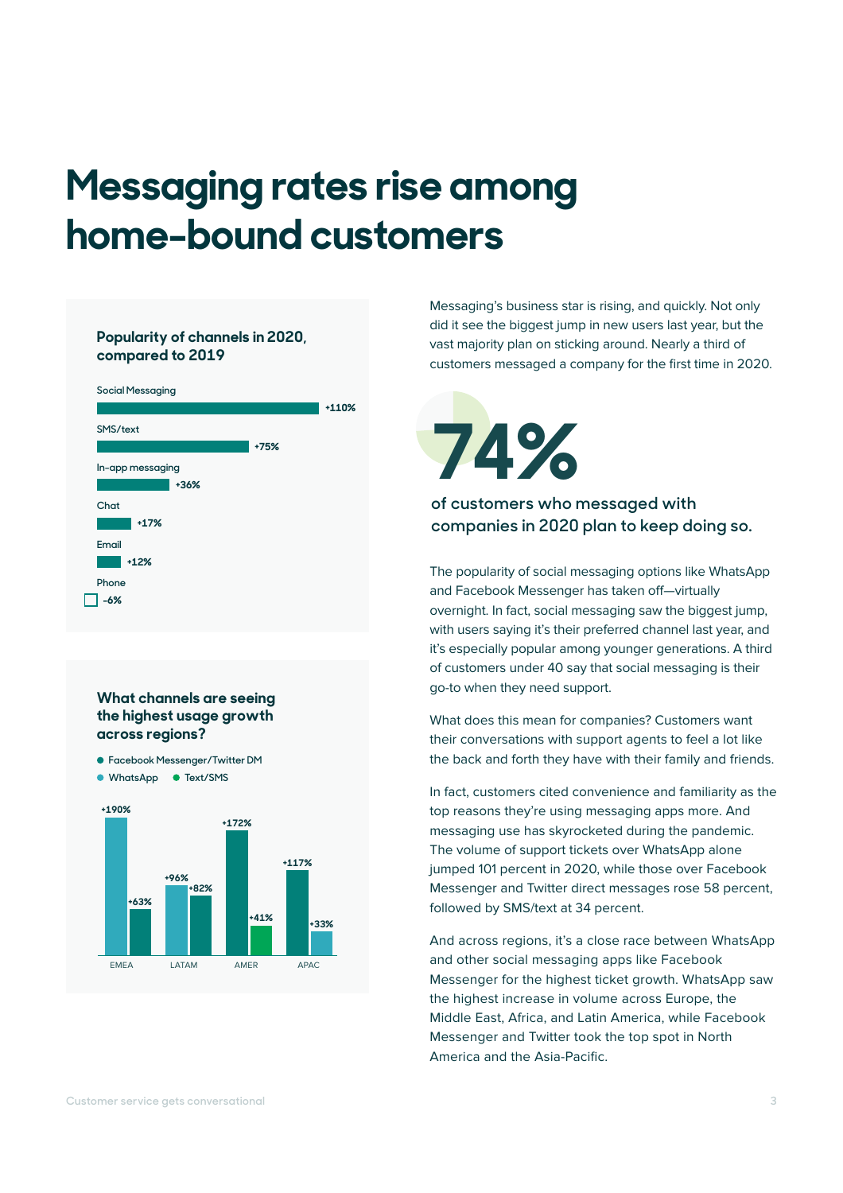# Messaging rates rise among home-bound customers

**Popularity of channels in 2020, compared to 2019**

| Channel | Change |
|---|---|
| Social Messaging | +110% |
| SMS/text | +75% |
| In-app messaging | +36% |
| Chat | +17% |
| Email | +12% |
| Phone | -6% |

**What channels are seeing the highest usage growth across regions?**

- Facebook Messenger/Twitter DM
- WhatsApp
- Text/SMS

| Region | Values |
|---|---|
| EMEA | +190%, +63% |
| LATAM | +96%, +82% |
| AMER | +172%, +41% |
| APAC | +117%, +33% |

Messaging's business star is rising, and quickly. Not only did it see the biggest jump in new users last year, but the vast majority plan on sticking around. Nearly a third of customers messaged a company for the first time in 2020.

**74%**

**of customers who messaged with companies in 2020 plan to keep doing so.**

The popularity of social messaging options like WhatsApp and Facebook Messenger has taken off—virtually overnight. In fact, social messaging saw the biggest jump, with users saying it's their preferred channel last year, and it's especially popular among younger generations. A third of customers under 40 say that social messaging is their go-to when they need support.

What does this mean for companies? Customers want their conversations with support agents to feel a lot like the back and forth they have with their family and friends.

In fact, customers cited convenience and familiarity as the top reasons they're using messaging apps more. And messaging use has skyrocketed during the pandemic. The volume of support tickets over WhatsApp alone jumped 101 percent in 2020, while those over Facebook Messenger and Twitter direct messages rose 58 percent, followed by SMS/text at 34 percent.

And across regions, it's a close race between WhatsApp and other social messaging apps like Facebook Messenger for the highest ticket growth. WhatsApp saw the highest increase in volume across Europe, the Middle East, Africa, and Latin America, while Facebook Messenger and Twitter took the top spot in North America and the Asia-Pacific.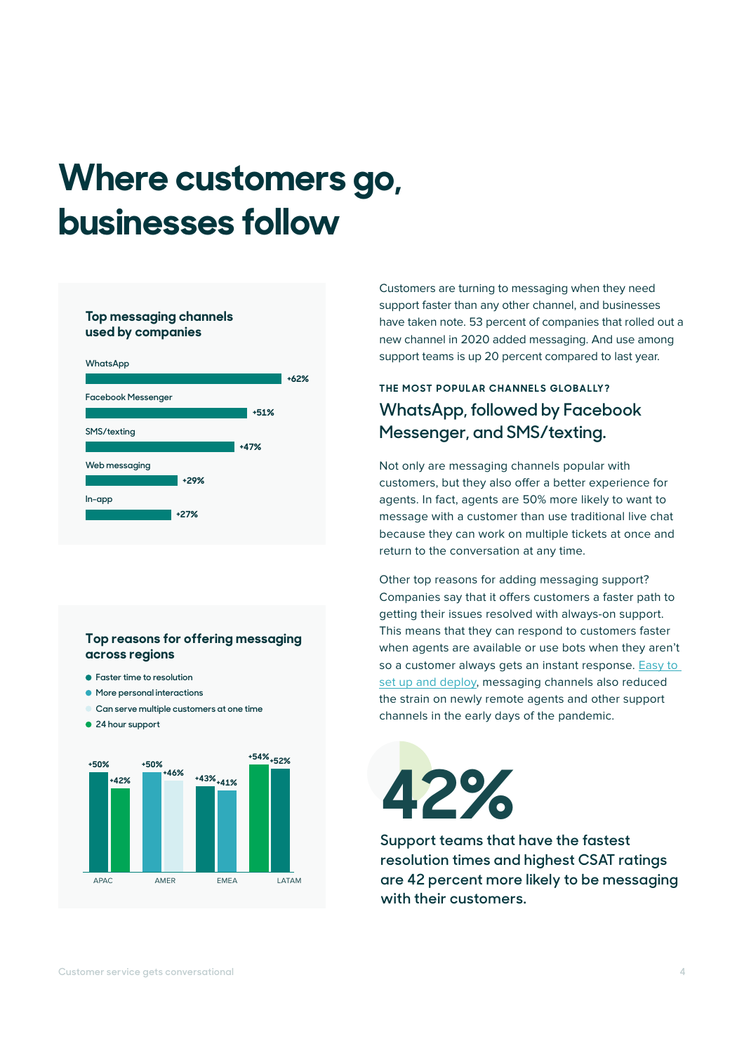# Where customers go, businesses follow

**Top messaging channels used by companies**

| Channel | Change |
|---|---|
| WhatsApp | +62% |
| Facebook Messenger | +51% |
| SMS/texting | +47% |
| Web messaging | +29% |
| In-app | +27% |

**Top reasons for offering messaging across regions**

- Faster time to resolution
- More personal interactions
- Can serve multiple customers at one time
- 24 hour support

| Region | Value 1 | Value 2 |
|---|---|---|
| APAC | +50% | +42% |
| AMER | +50% | +46% |
| EMEA | +43% | +41% |
| LATAM | +54% | +52% |

Customers are turning to messaging when they need support faster than any other channel, and businesses have taken note. 53 percent of companies that rolled out a new channel in 2020 added messaging. And use among support teams is up 20 percent compared to last year.

THE MOST POPULAR CHANNELS GLOBALLY?

## WhatsApp, followed by Facebook Messenger, and SMS/texting.

Not only are messaging channels popular with customers, but they also offer a better experience for agents. In fact, agents are 50% more likely to want to message with a customer than use traditional live chat because they can work on multiple tickets at once and return to the conversation at any time.

Other top reasons for adding messaging support? Companies say that it offers customers a faster path to getting their issues resolved with always-on support. This means that they can respond to customers faster when agents are available or use bots when they aren't so a customer always gets an instant response. Easy to set up and deploy, messaging channels also reduced the strain on newly remote agents and other support channels in the early days of the pandemic.

**42%**

**Support teams that have the fastest resolution times and highest CSAT ratings are 42 percent more likely to be messaging with their customers.**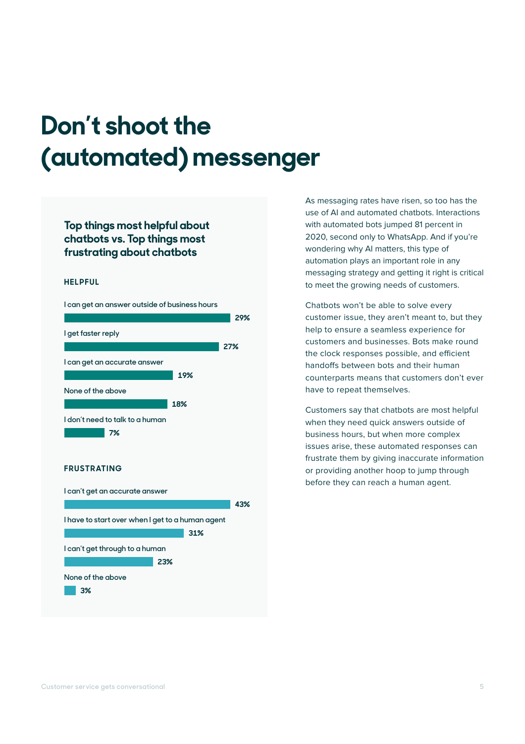# Don't shoot the (automated) messenger

### Top things most helpful about chatbots vs. Top things most frustrating about chatbots

**HELPFUL**

| Response | % |
|---|---|
| I can get an answer outside of business hours | 29% |
| I get faster reply | 27% |
| I can get an accurate answer | 19% |
| None of the above | 18% |
| I don't need to talk to a human | 7% |

**FRUSTRATING**

| Response | % |
|---|---|
| I can't get an accurate answer | 43% |
| I have to start over when I get to a human agent | 31% |
| I can't get through to a human | 23% |
| None of the above | 3% |

As messaging rates have risen, so too has the use of AI and automated chatbots. Interactions with automated bots jumped 81 percent in 2020, second only to WhatsApp. And if you're wondering why AI matters, this type of automation plays an important role in any messaging strategy and getting it right is critical to meet the growing needs of customers.

Chatbots won't be able to solve every customer issue, they aren't meant to, but they help to ensure a seamless experience for customers and businesses. Bots make round the clock responses possible, and efficient handoffs between bots and their human counterparts means that customers don't ever have to repeat themselves.

Customers say that chatbots are most helpful when they need quick answers outside of business hours, but when more complex issues arise, these automated responses can frustrate them by giving inaccurate information or providing another hoop to jump through before they can reach a human agent.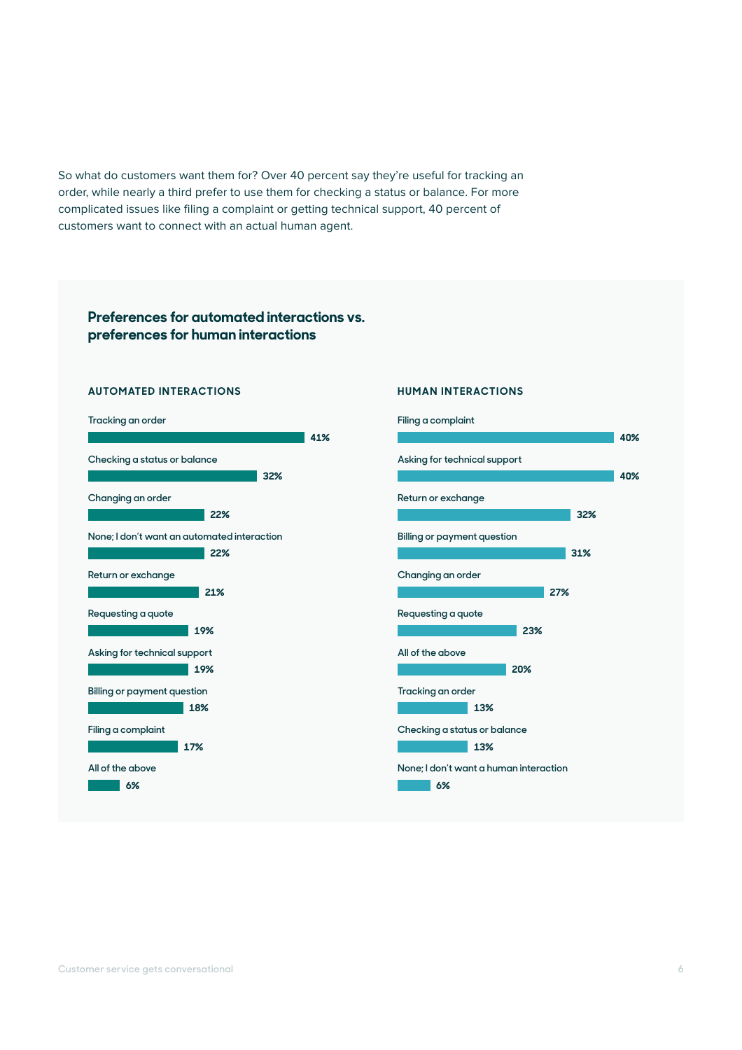So what do customers want them for? Over 40 percent say they're useful for tracking an order, while nearly a third prefer to use them for checking a status or balance. For more complicated issues like filing a complaint or getting technical support, 40 percent of customers want to connect with an actual human agent.

### Preferences for automated interactions vs. preferences for human interactions

**AUTOMATED INTERACTIONS**

| Interaction | Percentage |
|---|---|
| Tracking an order | 41% |
| Checking a status or balance | 32% |
| Changing an order | 22% |
| None; I don't want an automated interaction | 22% |
| Return or exchange | 21% |
| Requesting a quote | 19% |
| Asking for technical support | 19% |
| Billing or payment question | 18% |
| Filing a complaint | 17% |
| All of the above | 6% |

**HUMAN INTERACTIONS**

| Interaction | Percentage |
|---|---|
| Filing a complaint | 40% |
| Asking for technical support | 40% |
| Return or exchange | 32% |
| Billing or payment question | 31% |
| Changing an order | 27% |
| Requesting a quote | 23% |
| All of the above | 20% |
| Tracking an order | 13% |
| Checking a status or balance | 13% |
| None; I don't want a human interaction | 6% |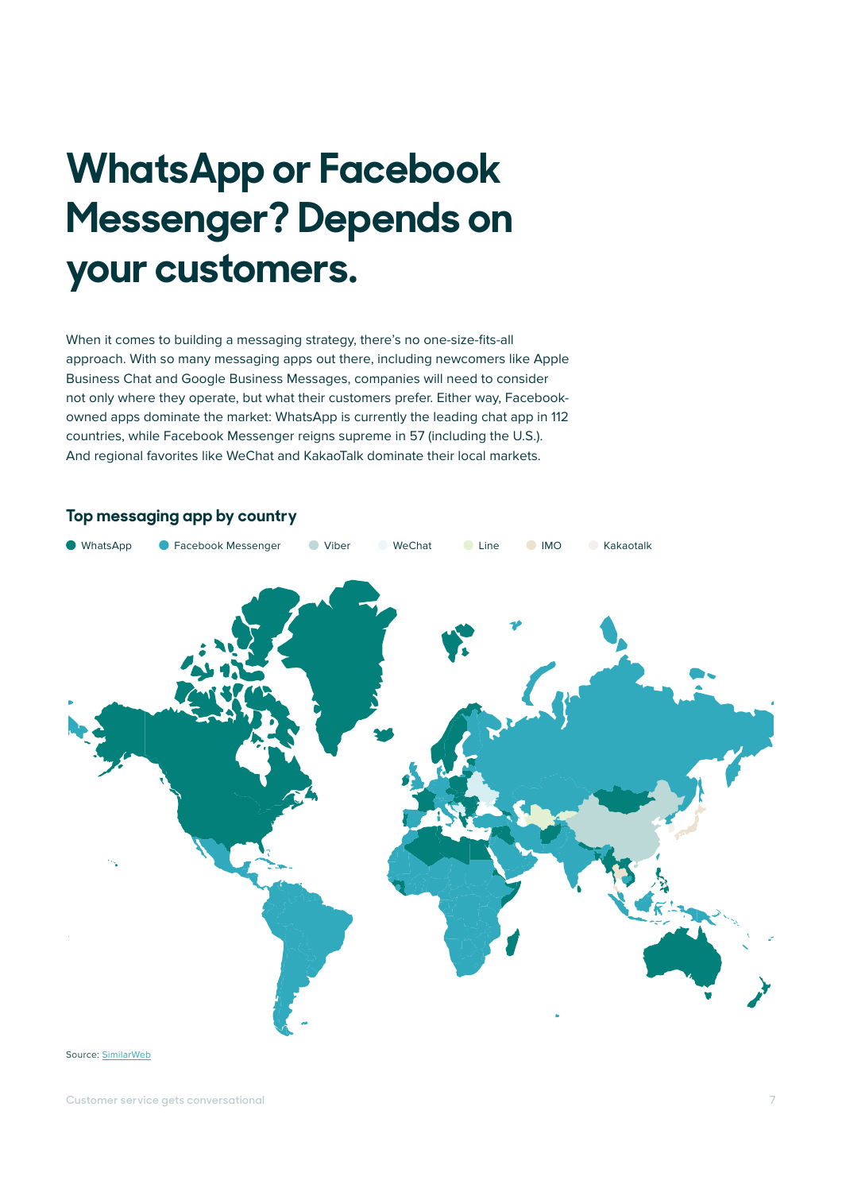# WhatsApp or Facebook Messenger? Depends on your customers.

When it comes to building a messaging strategy, there's no one-size-fits-all approach. With so many messaging apps out there, including newcomers like Apple Business Chat and Google Business Messages, companies will need to consider not only where they operate, but what their customers prefer. Either way, Facebook-owned apps dominate the market: WhatsApp is currently the leading chat app in 112 countries, while Facebook Messenger reigns supreme in 57 (including the U.S.). And regional favorites like WeChat and KakaoTalk dominate their local markets.

## Top messaging app by country

WhatsApp · Facebook Messenger · Viber · WeChat · Line · IMO · Kakaotalk

Source: SimilarWeb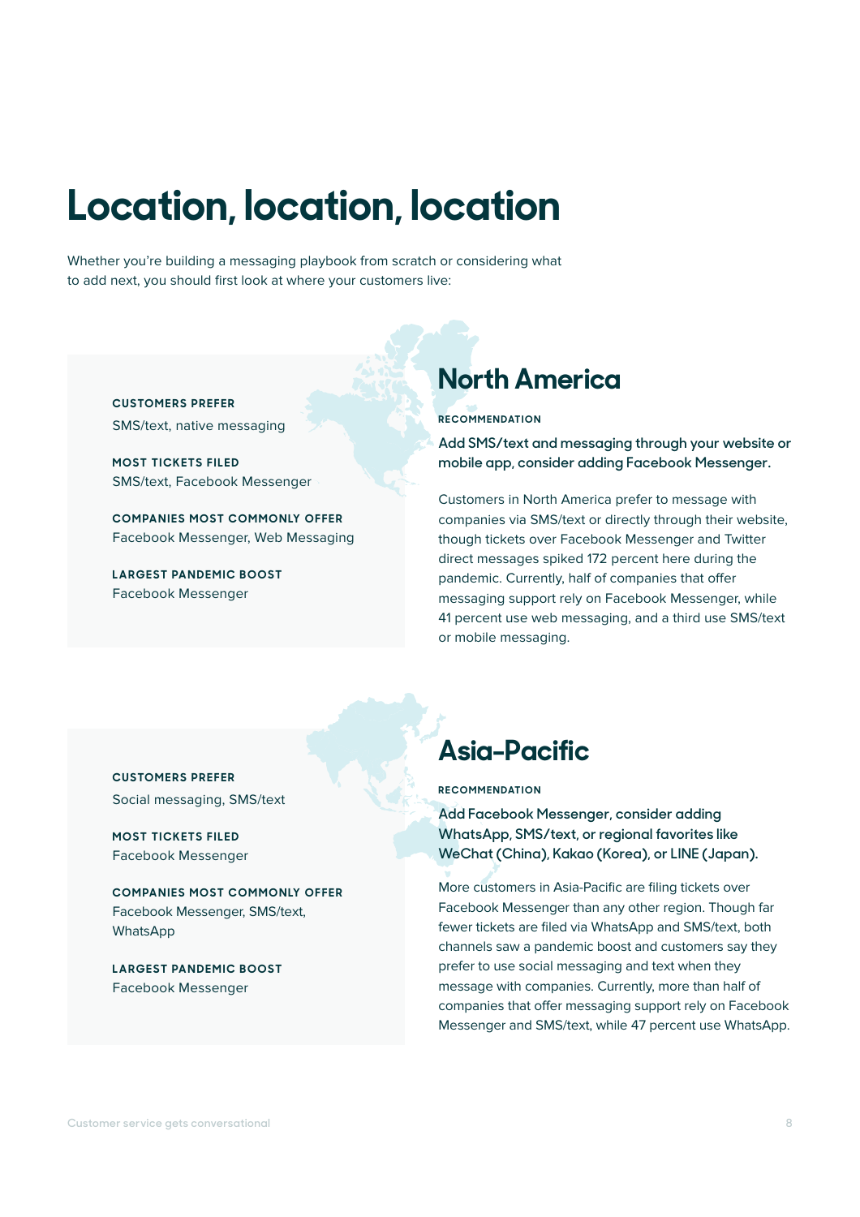# Location, location, location

Whether you're building a messaging playbook from scratch or considering what to add next, you should first look at where your customers live:

## North America

**CUSTOMERS PREFER**
SMS/text, native messaging

**MOST TICKETS FILED**
SMS/text, Facebook Messenger

**COMPANIES MOST COMMONLY OFFER**
Facebook Messenger, Web Messaging

**LARGEST PANDEMIC BOOST**
Facebook Messenger

**RECOMMENDATION**

**Add SMS/text and messaging through your website or mobile app, consider adding Facebook Messenger.**

Customers in North America prefer to message with companies via SMS/text or directly through their website, though tickets over Facebook Messenger and Twitter direct messages spiked 172 percent here during the pandemic. Currently, half of companies that offer messaging support rely on Facebook Messenger, while 41 percent use web messaging, and a third use SMS/text or mobile messaging.

## Asia-Pacific

**CUSTOMERS PREFER**
Social messaging, SMS/text

**MOST TICKETS FILED**
Facebook Messenger

**COMPANIES MOST COMMONLY OFFER**
Facebook Messenger, SMS/text, WhatsApp

**LARGEST PANDEMIC BOOST**
Facebook Messenger

**RECOMMENDATION**

**Add Facebook Messenger, consider adding WhatsApp, SMS/text, or regional favorites like WeChat (China), Kakao (Korea), or LINE (Japan).**

More customers in Asia-Pacific are filing tickets over Facebook Messenger than any other region. Though far fewer tickets are filed via WhatsApp and SMS/text, both channels saw a pandemic boost and customers say they prefer to use social messaging and text when they message with companies. Currently, more than half of companies that offer messaging support rely on Facebook Messenger and SMS/text, while 47 percent use WhatsApp.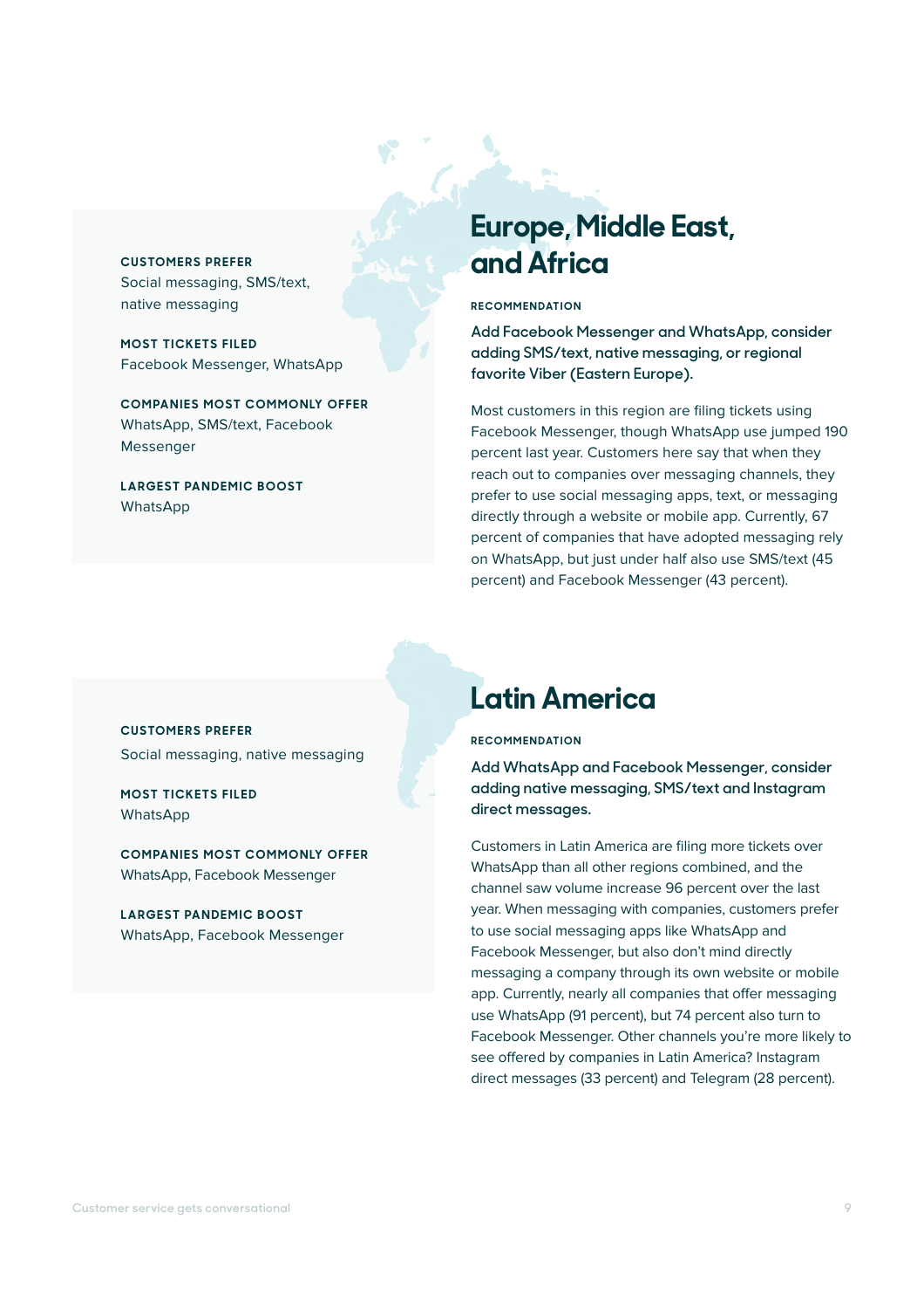## Europe, Middle East, and Africa

**CUSTOMERS PREFER**
Social messaging, SMS/text, native messaging

**MOST TICKETS FILED**
Facebook Messenger, WhatsApp

**COMPANIES MOST COMMONLY OFFER**
WhatsApp, SMS/text, Facebook Messenger

**LARGEST PANDEMIC BOOST**
WhatsApp

**RECOMMENDATION**

Add Facebook Messenger and WhatsApp, consider adding SMS/text, native messaging, or regional favorite Viber (Eastern Europe).

Most customers in this region are filing tickets using Facebook Messenger, though WhatsApp use jumped 190 percent last year. Customers here say that when they reach out to companies over messaging channels, they prefer to use social messaging apps, text, or messaging directly through a website or mobile app. Currently, 67 percent of companies that have adopted messaging rely on WhatsApp, but just under half also use SMS/text (45 percent) and Facebook Messenger (43 percent).

## Latin America

**CUSTOMERS PREFER**
Social messaging, native messaging

**MOST TICKETS FILED**
WhatsApp

**COMPANIES MOST COMMONLY OFFER**
WhatsApp, Facebook Messenger

**LARGEST PANDEMIC BOOST**
WhatsApp, Facebook Messenger

**RECOMMENDATION**

Add WhatsApp and Facebook Messenger, consider adding native messaging, SMS/text and Instagram direct messages.

Customers in Latin America are filing more tickets over WhatsApp than all other regions combined, and the channel saw volume increase 96 percent over the last year. When messaging with companies, customers prefer to use social messaging apps like WhatsApp and Facebook Messenger, but also don't mind directly messaging a company through its own website or mobile app. Currently, nearly all companies that offer messaging use WhatsApp (91 percent), but 74 percent also turn to Facebook Messenger. Other channels you're more likely to see offered by companies in Latin America? Instagram direct messages (33 percent) and Telegram (28 percent).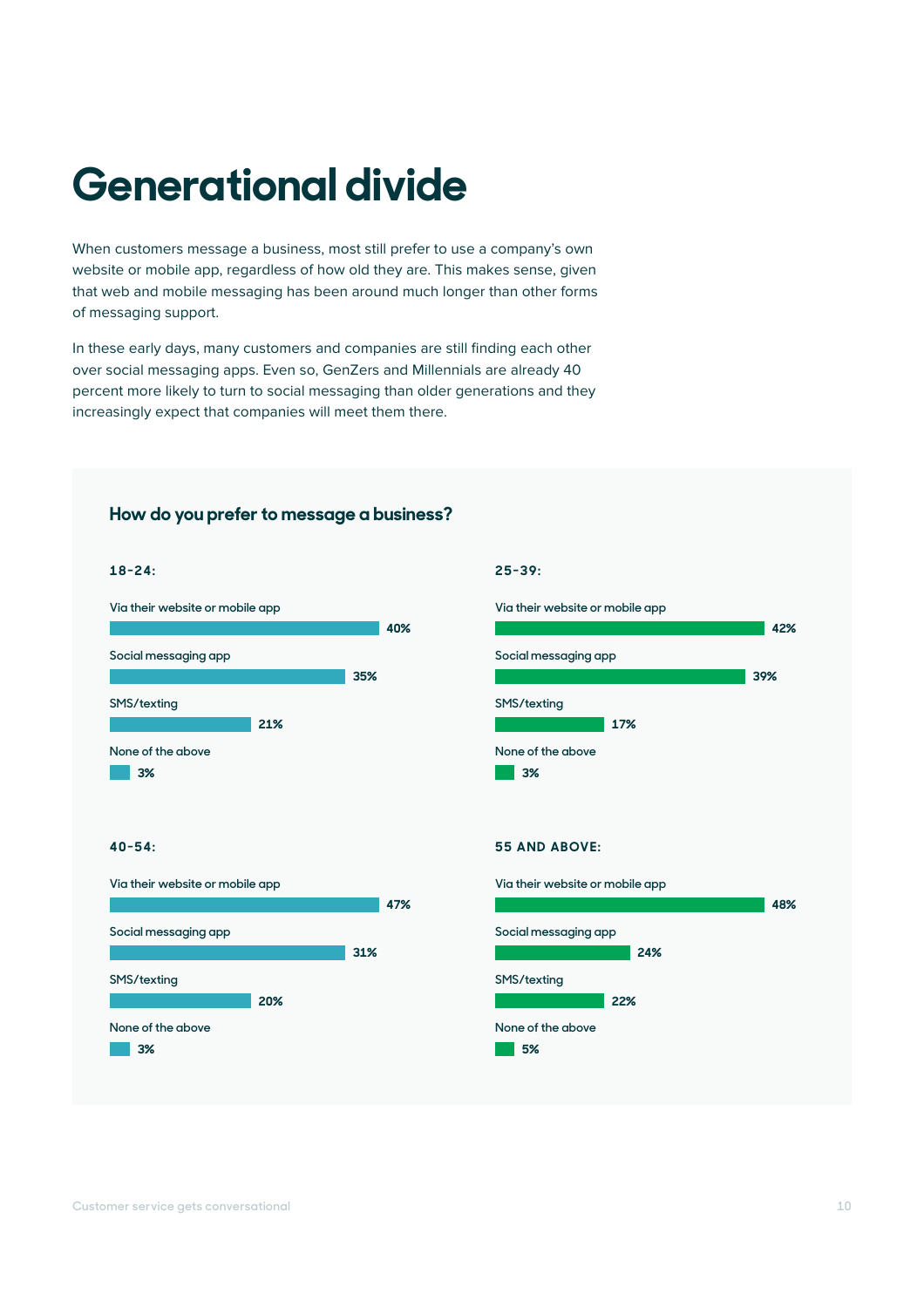# Generational divide

When customers message a business, most still prefer to use a company's own website or mobile app, regardless of how old they are. This makes sense, given that web and mobile messaging has been around much longer than other forms of messaging support.

In these early days, many customers and companies are still finding each other over social messaging apps. Even so, GenZers and Millennials are already 40 percent more likely to turn to social messaging than older generations and they increasingly expect that companies will meet them there.

### How do you prefer to message a business?

**18-24:**

| Option | % |
|---|---|
| Via their website or mobile app | 40% |
| Social messaging app | 35% |
| SMS/texting | 21% |
| None of the above | 3% |

**25-39:**

| Option | % |
|---|---|
| Via their website or mobile app | 42% |
| Social messaging app | 39% |
| SMS/texting | 17% |
| None of the above | 3% |

**40-54:**

| Option | % |
|---|---|
| Via their website or mobile app | 47% |
| Social messaging app | 31% |
| SMS/texting | 20% |
| None of the above | 3% |

**55 AND ABOVE:**

| Option | % |
|---|---|
| Via their website or mobile app | 48% |
| Social messaging app | 24% |
| SMS/texting | 22% |
| None of the above | 5% |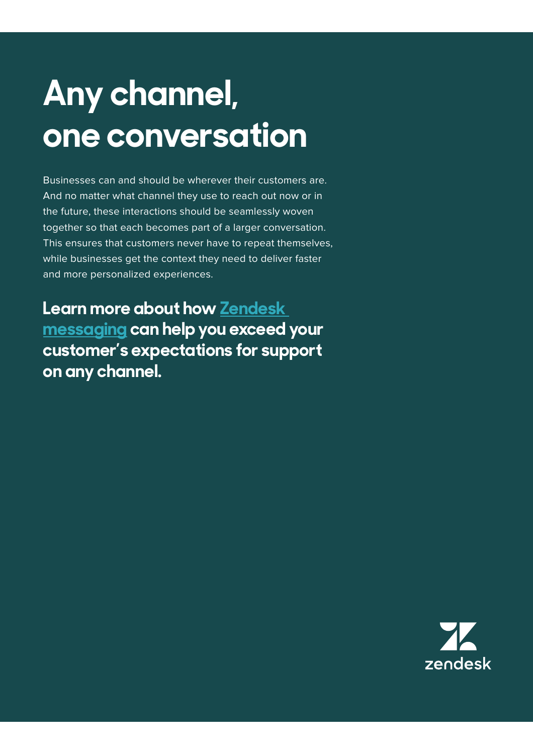# Any channel, one conversation

Businesses can and should be wherever their customers are. And no matter what channel they use to reach out now or in the future, these interactions should be seamlessly woven together so that each becomes part of a larger conversation. This ensures that customers never have to repeat themselves, while businesses get the context they need to deliver faster and more personalized experiences.

**Learn more about how Zendesk messaging can help you exceed your customer's expectations for support on any channel.**

zendesk